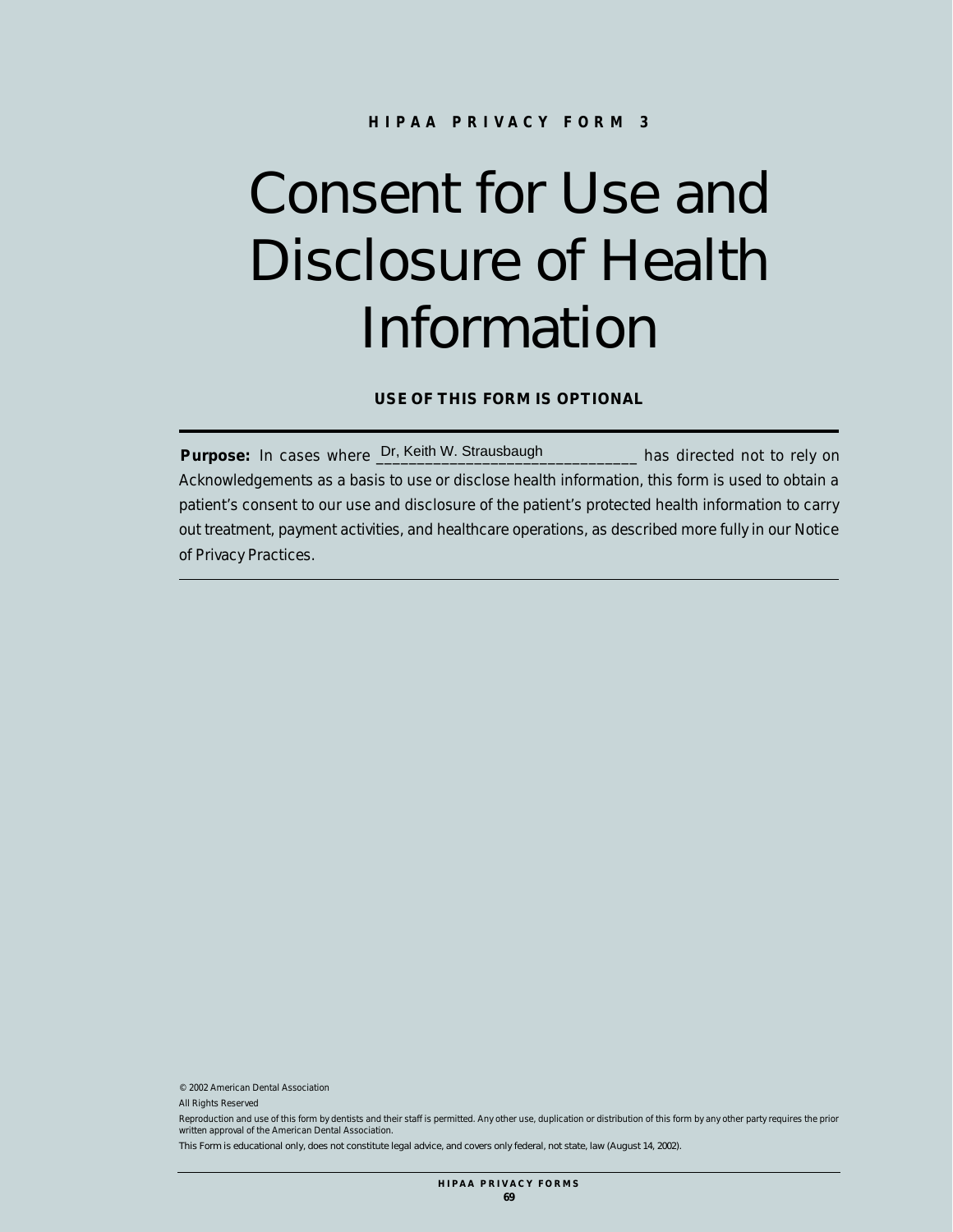**HIPAA PRIVACY FORM 3**

# Consent for Use and Disclosure of Health Information

**USE OF THIS FORM IS OPTIONAL**

**Purpose:** In cases where Dr, Keith W. Strausbaugh has directed not to rely on Acknowledgements as a basis to use or disclose health information, this form is used to obtain a patient's consent to our use and disclosure of the patient's protected health information to carry out treatment, payment activities, and healthcare operations, as described more fully in our Notice of Privacy Practices.

© 2002 American Dental Association

All Rights Reserved

Reproduction and use of this form by dentists and their staff is permitted. Any other use, duplication or distribution of this form by any other party requires the prior written approval of the American Dental Association.

This Form is educational only, does not constitute legal advice, and covers only federal, not state, law (August 14, 2002).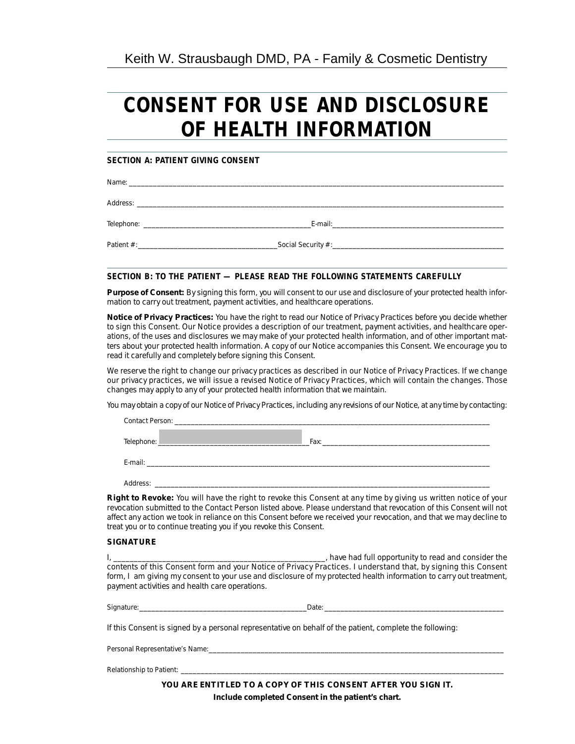Keith W. Strausbaugh DMD, PA - Family & Cosmetic Dentistry

# CONSENT FOR USE AND DISCLOSURE OF HEALTH INFORMATION

**SECTION A: PATIENT GIVING CONSENT**

Name: ____________________________________________________________________________________________

Address: __________________________________________________________________________________________

Telephone: _____________________________________________E-mail:_______________________________________________

Patient #:______________________________________Social Security #:_______________________________________________

**SECTION B: TO THE PATIENT — PLEASE READ THE FOLLOWING STATEMENTS CAREFULLY**

**Purpose of Consent:** By signing this form, you will consent to our use and disclosure of your protected health information to carry out treatment, payment activities, and healthcare operations.

**Notice of Privacy Practices:** You have the right to read our Notice of Privacy Practices before you decide whether to sign this Consent. Our Notice provides a description of our treatment, payment activities, and healthcare operations, of the uses and disclosures we may make of your protected health information, and of other important matters about your protected health information. A copy of our Notice accompanies this Consent. We encourage you to read it carefully and completely before signing this Consent.

We reserve the right to change our privacy practices as described in our Notice of Privacy Practices. If we change our privacy practices, we will issue a revised Notice of Privacy Practices, which will contain the changes. Those changes may apply to any of your protected health information that we maintain.

You may obtain a copy of our Notice of Privacy Practices, including any revisions of our Notice, at any time by contacting:

Contact Person: ___________________________________________________________________________________________

Telephone: __________________________________________Fax:_______________________________________________

E-mail: __________________________________________________________________________________________________

Address: ________________________________________________________________________________________________

**Right to Revoke:** You will have the right to revoke this Consent at any time by giving us written notice of your revocation submitted to the Contact Person listed above. Please understand that revocation of this Consent will not affect any action we took in reliance on this Consent before we received your revocation, and that we may decline to treat you or to continue treating you if you revoke this Consent.

**SIGNATURE**

I, ______________________________________________________, have had full opportunity to read and consider the contents of this Consent form and your Notice of Privacy Practices. I understand that, by signing this Consent form, I am giving my consent to your use and disclosure of my protected health information to carry out treatment, payment activities and health care operations.

Signature:______________________________________________Date: __________________________________________________

If this Consent is signed by a personal representative on behalf of the patient, complete the following:

Personal Representative's Name:_______________________________________________________________________________

Relationship to Patient: ______________________________________________________________________________________

**YOU ARE ENTITLED TO A COPY OF THIS CONSENT AFTER YOU SIGN IT.**

**Include completed Consent in the patient's chart.**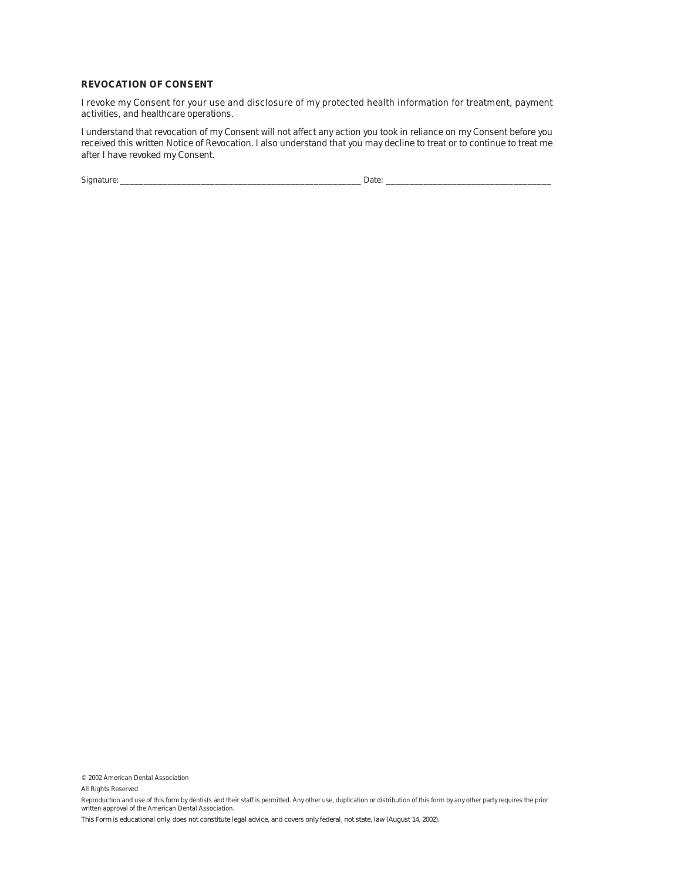### REVOCATION OF CONSENT

I revoke my Consent for your use and disclosure of my protected health information for treatment, payment activities, and healthcare operations.

I understand that revocation of my Consent will not affect any action you took in reliance on my Consent before you received this written Notice of Revocation. I also understand that you may decline to treat or to continue to treat me after I have revoked my Consent.

Signature: ___________________________________________________________ Date: _______________________________________

© 2002 American Dental Association

All Rights Reserved

Reproduction and use of this form by dentists and their staff is permitted. Any other use, duplication or distribution of this form by any other party requires the prior written approval of the American Dental Association.

This Form is educational only, does not constitute legal advice, and covers only federal, not state, law (August 14, 2002).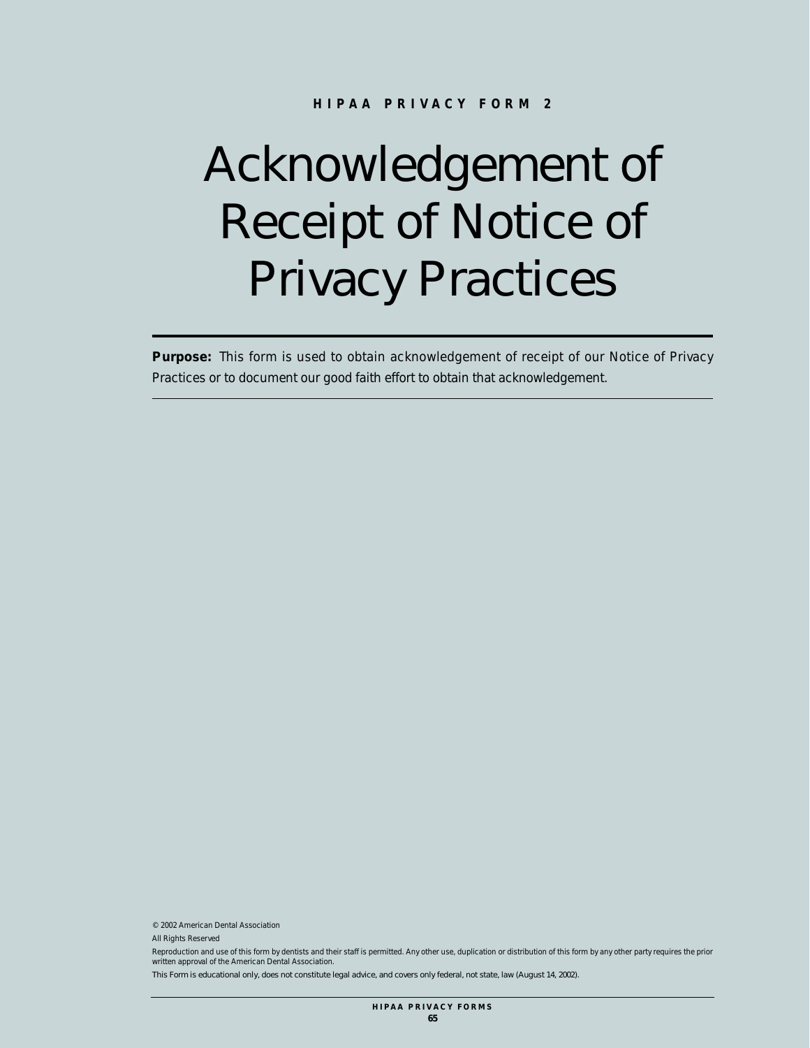**HIPAA PRIVACY FORM 2**

# Acknowledgement of Receipt of Notice of Privacy Practices

---

**Purpose:** This form is used to obtain acknowledgement of receipt of our Notice of Privacy Practices or to document our good faith effort to obtain that acknowledgement.

---

© 2002 American Dental Association

All Rights Reserved

Reproduction and use of this form by dentists and their staff is permitted. Any other use, duplication or distribution of this form by any other party requires the prior written approval of the American Dental Association.

This Form is educational only, does not constitute legal advice, and covers only federal, not state, law (August 14, 2002).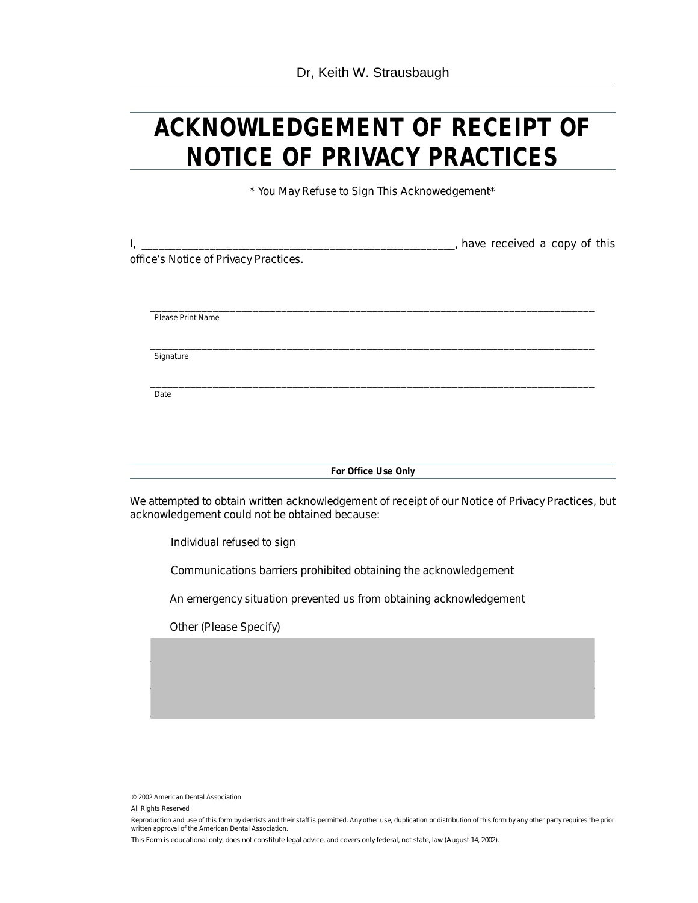Dr, Keith W. Strausbaugh

# ACKNOWLEDGEMENT OF RECEIPT OF NOTICE OF PRIVACY PRACTICES

* You May Refuse to Sign This Acknowledgement*

I, ______________________________________________________, have received a copy of this office's Notice of Privacy Practices.

______________________________________________________
Please Print Name

______________________________________________________
Signature

______________________________________________________
Date

**_For Office Use Only_**

We attempted to obtain written acknowledgement of receipt of our Notice of Privacy Practices, but acknowledgement could not be obtained because:

- Individual refused to sign
- Communications barriers prohibited obtaining the acknowledgement
- An emergency situation prevented us from obtaining acknowledgement
- Other (Please Specify)

© 2002 American Dental Association

All Rights Reserved

Reproduction and use of this form by dentists and their staff is permitted. Any other use, duplication or distribution of this form by any other party requires the prior written approval of the American Dental Association.

This Form is educational only, does not constitute legal advice, and covers only federal, not state, law (August 14, 2002).